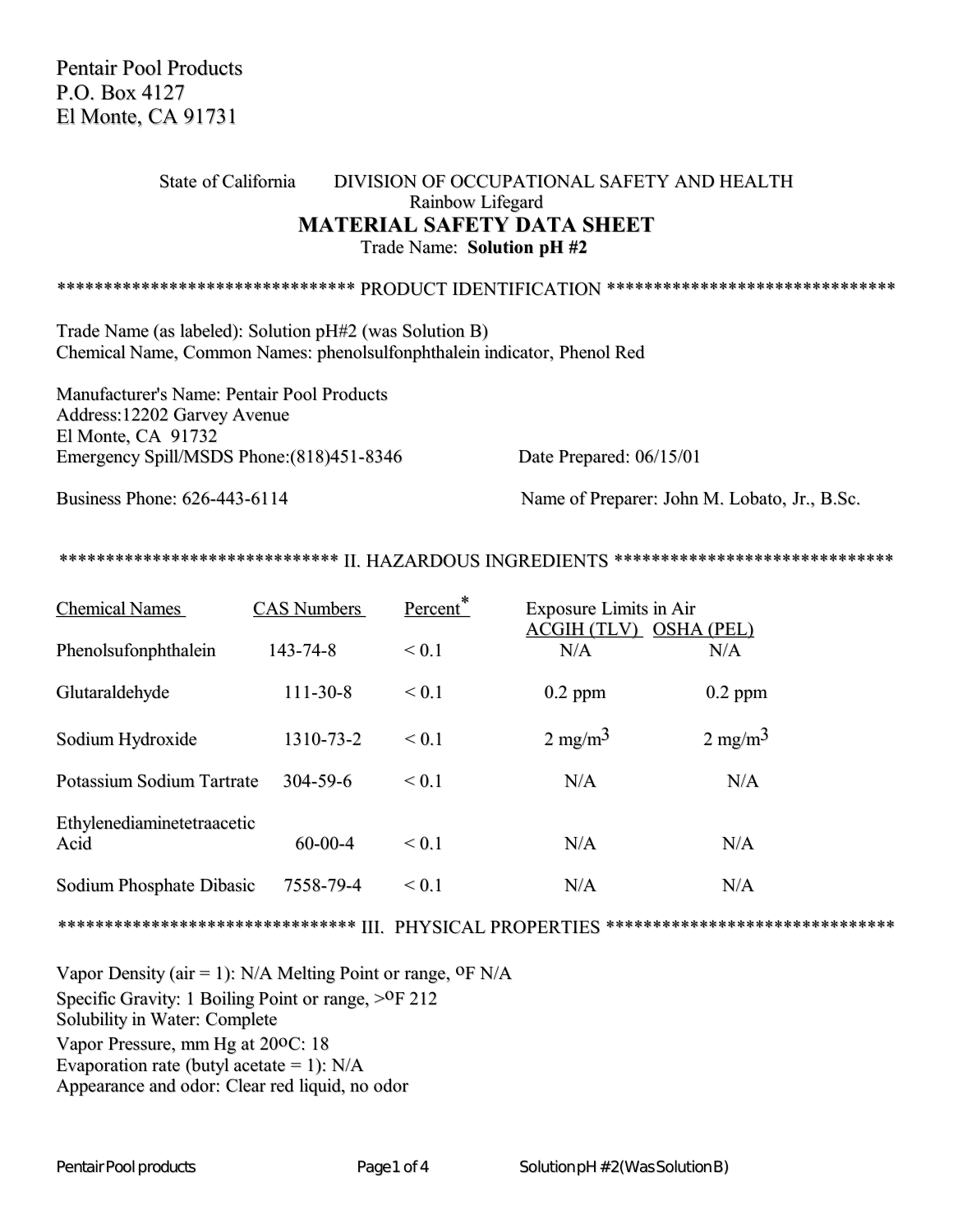Pentair Pool Products
P.O. Box 4127
El Monte, CA 91731

State of California DIVISION OF OCCUPATIONAL SAFETY AND HEALTH

Rainbow Lifegard

# MATERIAL SAFETY DATA SHEET

Trade Name: **Solution pH #2**

## ******************************** PRODUCT IDENTIFICATION *******************************

Trade Name (as labeled): Solution pH#2 (was Solution B)
Chemical Name, Common Names: phenolsulfonphthalein indicator, Phenol Red

Manufacturer's Name: Pentair Pool Products
Address:12202 Garvey Avenue
El Monte, CA 91732
Emergency Spill/MSDS Phone:(818)451-8346

Date Prepared: 06/15/01

Business Phone: 626-443-6114

Name of Preparer: John M. Lobato, Jr., B.Sc.

## ****************************** II. HAZARDOUS INGREDIENTS ******************************

| Chemical Names | CAS Numbers | Percent* | Exposure Limits in Air | |
|---|---|---|---|---|
| | | | ACGIH (TLV) | OSHA (PEL) |
| Phenolsufonphthalein | 143-74-8 | < 0.1 | N/A | N/A |
| Glutaraldehyde | 111-30-8 | < 0.1 | 0.2 ppm | 0.2 ppm |
| Sodium Hydroxide | 1310-73-2 | < 0.1 | 2 $mg/m^3$ | 2 $mg/m^3$ |
| Potassium Sodium Tartrate | 304-59-6 | < 0.1 | N/A | N/A |
| Ethylenediaminetetraacetic Acid | 60-00-4 | < 0.1 | N/A | N/A |
| Sodium Phosphate Dibasic | 7558-79-4 | < 0.1 | N/A | N/A |

## ******************************** III. PHYSICAL PROPERTIES *******************************

Vapor Density (air = 1): N/A Melting Point or range, $^oF$ N/A
Specific Gravity: 1 Boiling Point or range, >$^oF$ 212
Solubility in Water: Complete
Vapor Pressure, mm Hg at 20$^oC$: 18
Evaporation rate (butyl acetate = 1): N/A
Appearance and odor: Clear red liquid, no odor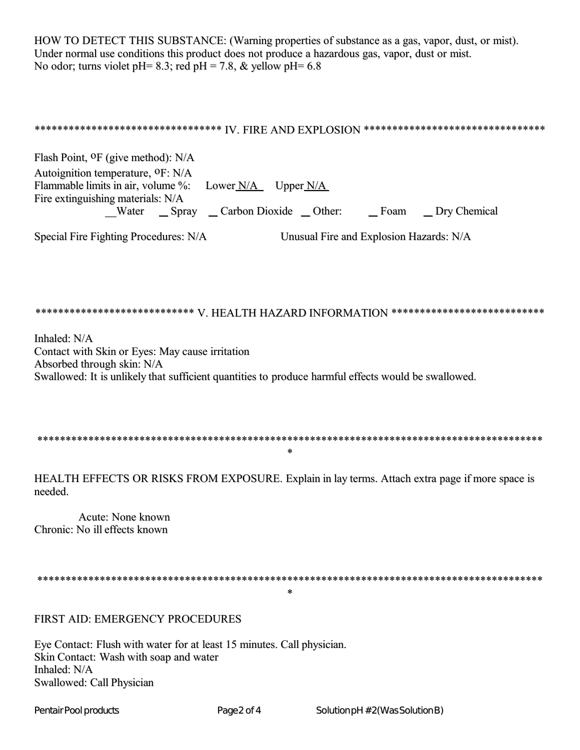HOW TO DETECT THIS SUBSTANCE: (Warning properties of substance as a gas, vapor, dust, or mist).
Under normal use conditions this product does not produce a hazardous gas, vapor, dust or mist.
No odor; turns violet pH= 8.3; red pH = 7.8, & yellow pH= 6.8

## ******************************** IV. FIRE AND EXPLOSION ********************************

Flash Point, $^{o}$F (give method): N/A
Autoignition temperature, $^{o}$F: N/A
Flammable limits in air, volume %: Lower N/A Upper N/A
Fire extinguishing materials: N/A
__Water _ Spray _ Carbon Dioxide _ Other: _ Foam _ Dry Chemical

Special Fire Fighting Procedures: N/A

Unusual Fire and Explosion Hazards: N/A

## *************************** V. HEALTH HAZARD INFORMATION ***************************

Inhaled: N/A
Contact with Skin or Eyes: May cause irritation
Absorbed through skin: N/A
Swallowed: It is unlikely that sufficient quantities to produce harmful effects would be swallowed.

*********************************************************************************************

HEALTH EFFECTS OR RISKS FROM EXPOSURE. Explain in lay terms. Attach extra page if more space is needed.

Acute: None known
Chronic: No ill effects known

*********************************************************************************************

FIRST AID: EMERGENCY PROCEDURES

Eye Contact: Flush with water for at least 15 minutes. Call physician.
Skin Contact: Wash with soap and water
Inhaled: N/A
Swallowed: Call Physician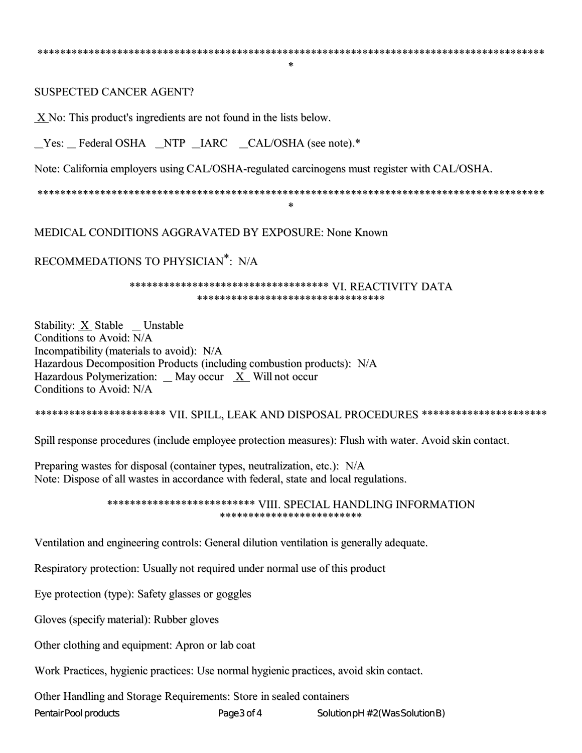****************************************************************************************
*

SUSPECTED CANCER AGENT?

_X_ No: This product's ingredients are not found in the lists below.

__Yes: __ Federal OSHA __NTP __IARC __CAL/OSHA (see note).*

Note: California employers using CAL/OSHA-regulated carcinogens must register with CAL/OSHA.

****************************************************************************************
*

MEDICAL CONDITIONS AGGRAVATED BY EXPOSURE: None Known

RECOMMEDATIONS TO PHYSICIAN*: N/A

## *********************************** VI. REACTIVITY DATA ********************************

Stability: _X_ Stable __ Unstable
Conditions to Avoid: N/A
Incompatibility (materials to avoid): N/A
Hazardous Decomposition Products (including combustion products): N/A
Hazardous Polymerization: __ May occur _X_ Will not occur
Conditions to Avoid: N/A

## ********************** VII. SPILL, LEAK AND DISPOSAL PROCEDURES *********************

Spill response procedures (include employee protection measures): Flush with water. Avoid skin contact.

Preparing wastes for disposal (container types, neutralization, etc.): N/A
Note: Dispose of all wastes in accordance with federal, state and local regulations.

## ************************* VIII. SPECIAL HANDLING INFORMATION ************************

Ventilation and engineering controls: General dilution ventilation is generally adequate.

Respiratory protection: Usually not required under normal use of this product

Eye protection (type): Safety glasses or goggles

Gloves (specify material): Rubber gloves

Other clothing and equipment: Apron or lab coat

Work Practices, hygienic practices: Use normal hygienic practices, avoid skin contact.

Other Handling and Storage Requirements: Store in sealed containers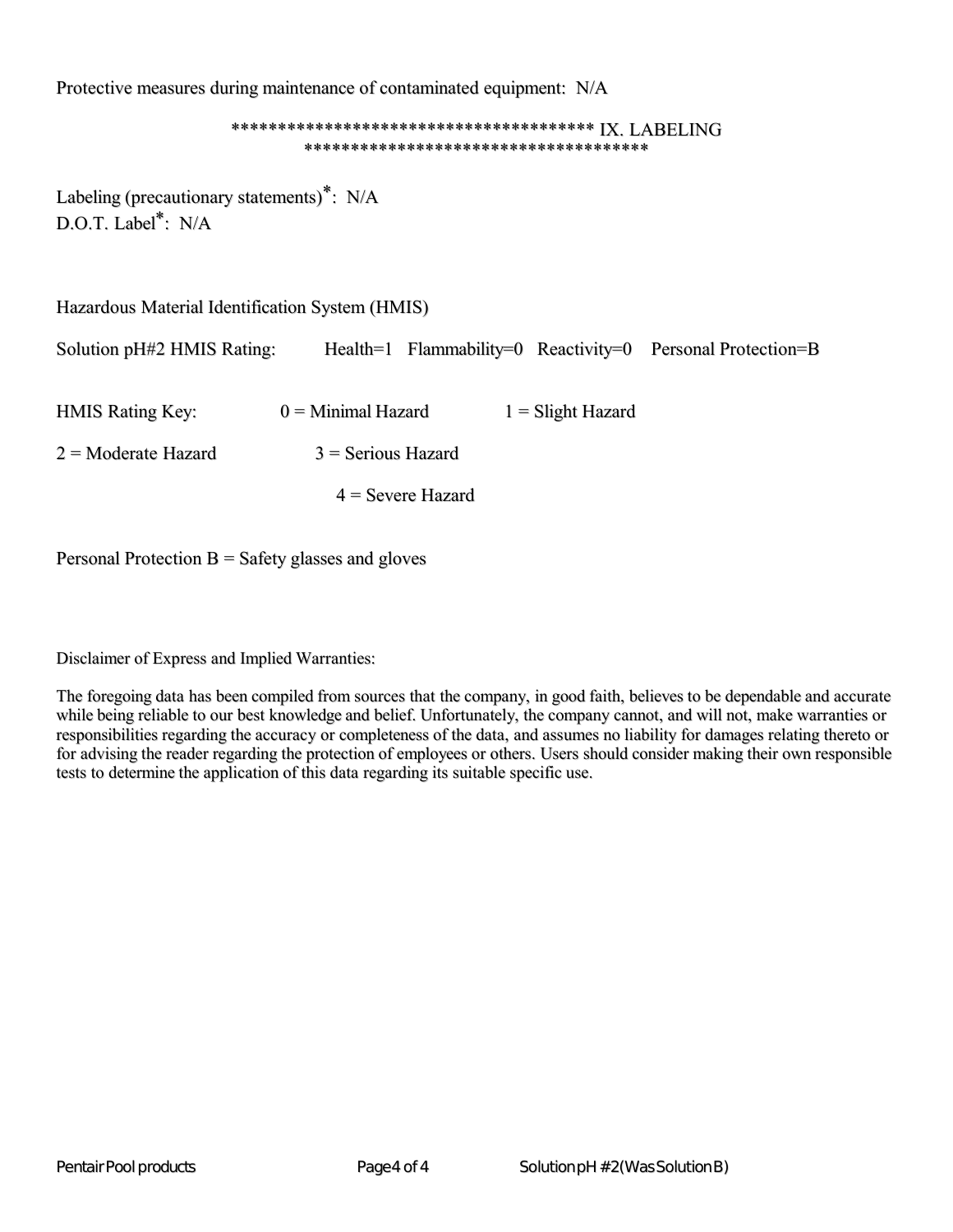Protective measures during maintenance of contaminated equipment: N/A

## *************************************** IX. LABELING ***************************************

Labeling (precautionary statements)*: N/A
D.O.T. Label*: N/A

Hazardous Material Identification System (HMIS)

Solution pH#2 HMIS Rating: Health=1 Flammability=0 Reactivity=0 Personal Protection=B

HMIS Rating Key: 0 = Minimal Hazard 1 = Slight Hazard

2 = Moderate Hazard 3 = Serious Hazard

4 = Severe Hazard

Personal Protection B = Safety glasses and gloves

Disclaimer of Express and Implied Warranties:

The foregoing data has been compiled from sources that the company, in good faith, believes to be dependable and accurate while being reliable to our best knowledge and belief. Unfortunately, the company cannot, and will not, make warranties or responsibilities regarding the accuracy or completeness of the data, and assumes no liability for damages relating thereto or for advising the reader regarding the protection of employees or others. Users should consider making their own responsible tests to determine the application of this data regarding its suitable specific use.